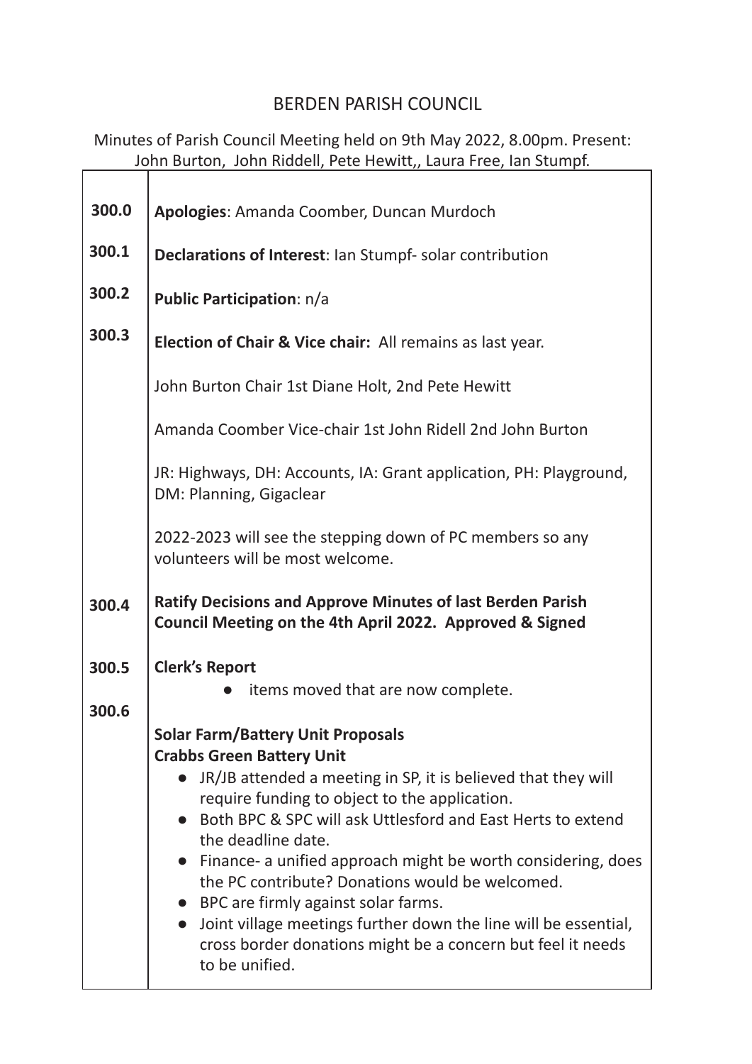# BERDEN PARISH COUNCIL

Minutes of Parish Council Meeting held on 9th May 2022, 8.00pm. Present: John Burton, John Riddell, Pete Hewitt,, Laura Free, Ian Stumpf.

| | |
|---|---|
| **300.0** | **Apologies**: Amanda Coomber, Duncan Murdoch |
| **300.1** | **Declarations of Interest**: Ian Stumpf- solar contribution |
| **300.2** | **Public Participation**: n/a |
| **300.3** | **Election of Chair & Vice chair:** All remains as last year.<br><br>John Burton Chair 1st Diane Holt, 2nd Pete Hewitt<br><br>Amanda Coomber Vice-chair 1st John Ridell 2nd John Burton<br><br>JR: Highways, DH: Accounts, IA: Grant application, PH: Playground, DM: Planning, Gigaclear<br><br>2022-2023 will see the stepping down of PC members so any volunteers will be most welcome. |
| **300.4** | **Ratify Decisions and Approve Minutes of last Berden Parish Council Meeting on the 4th April 2022. Approved & Signed** |
| **300.5** | **Clerk's Report**<br>● items moved that are now complete. |
| **300.6** | **Solar Farm/Battery Unit Proposals**<br>**Crabbs Green Battery Unit**<br>● JR/JB attended a meeting in SP, it is believed that they will require funding to object to the application.<br>● Both BPC & SPC will ask Uttlesford and East Herts to extend the deadline date.<br>● Finance- a unified approach might be worth considering, does the PC contribute? Donations would be welcomed.<br>● BPC are firmly against solar farms.<br>● Joint village meetings further down the line will be essential, cross border donations might be a concern but feel it needs to be unified. |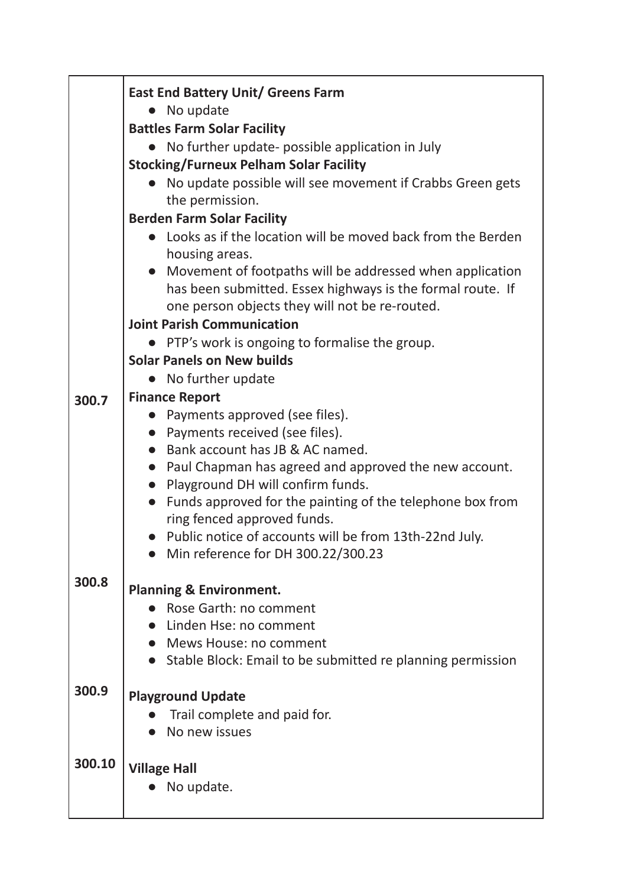| | |
|---|---|
| | **East End Battery Unit/ Greens Farm**<br>• No update<br>**Battles Farm Solar Facility**<br>• No further update- possible application in July<br>**Stocking/Furneux Pelham Solar Facility**<br>• No update possible will see movement if Crabbs Green gets the permission.<br>**Berden Farm Solar Facility**<br>• Looks as if the location will be moved back from the Berden housing areas.<br>• Movement of footpaths will be addressed when application has been submitted. Essex highways is the formal route. If one person objects they will not be re-routed.<br>**Joint Parish Communication**<br>• PTP's work is ongoing to formalise the group.<br>**Solar Panels on New builds**<br>• No further update |
| **300.7** | **Finance Report**<br>• Payments approved (see files).<br>• Payments received (see files).<br>• Bank account has JB & AC named.<br>• Paul Chapman has agreed and approved the new account.<br>• Playground DH will confirm funds.<br>• Funds approved for the painting of the telephone box from ring fenced approved funds.<br>• Public notice of accounts will be from 13th-22nd July.<br>• Min reference for DH 300.22/300.23 |
| **300.8** | **Planning & Environment.**<br>• Rose Garth: no comment<br>• Linden Hse: no comment<br>• Mews House: no comment<br>• Stable Block: Email to be submitted re planning permission |
| **300.9** | **Playground Update**<br>• Trail complete and paid for.<br>• No new issues |
| **300.10** | **Village Hall**<br>• No update. |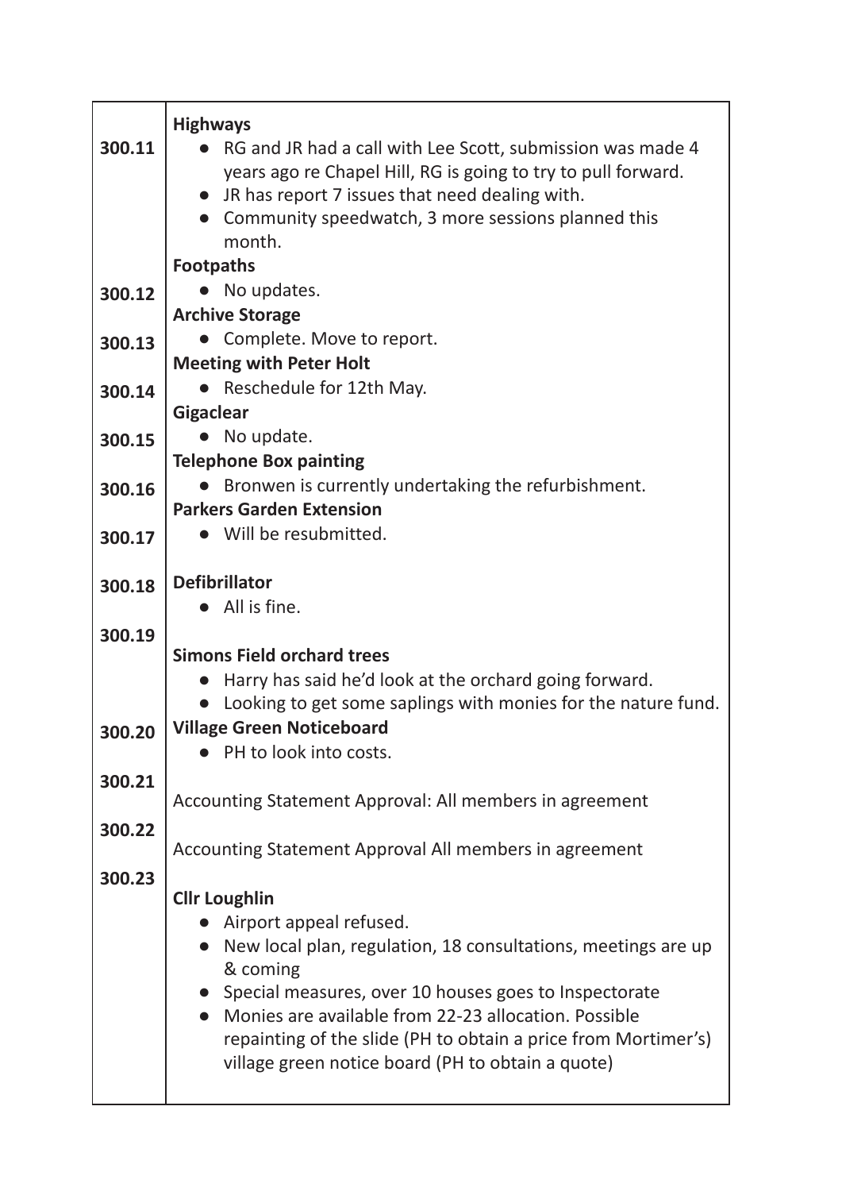| | |
|---|---|
| 300.11 | **Highways**<br>● RG and JR had a call with Lee Scott, submission was made 4 years ago re Chapel Hill, RG is going to try to pull forward.<br>● JR has report 7 issues that need dealing with.<br>● Community speedwatch, 3 more sessions planned this month. |
| 300.12 | **Footpaths**<br>● No updates. |
| 300.13 | **Archive Storage**<br>● Complete. Move to report. |
| 300.14 | **Meeting with Peter Holt**<br>● Reschedule for 12th May. |
| 300.15 | **Gigaclear**<br>● No update. |
| 300.16 | **Telephone Box painting**<br>● Bronwen is currently undertaking the refurbishment. |
| 300.17 | **Parkers Garden Extension**<br>● Will be resubmitted. |
| 300.18 | **Defibrillator**<br>● All is fine. |
| 300.19 | **Simons Field orchard trees**<br>● Harry has said he'd look at the orchard going forward.<br>● Looking to get some saplings with monies for the nature fund. |
| 300.20 | **Village Green Noticeboard**<br>● PH to look into costs. |
| 300.21 | Accounting Statement Approval: All members in agreement |
| 300.22 | Accounting Statement Approval All members in agreement |
| 300.23 | **Cllr Loughlin**<br>● Airport appeal refused.<br>● New local plan, regulation, 18 consultations, meetings are up & coming<br>● Special measures, over 10 houses goes to Inspectorate<br>● Monies are available from 22-23 allocation. Possible repainting of the slide (PH to obtain a price from Mortimer's) village green notice board (PH to obtain a quote) |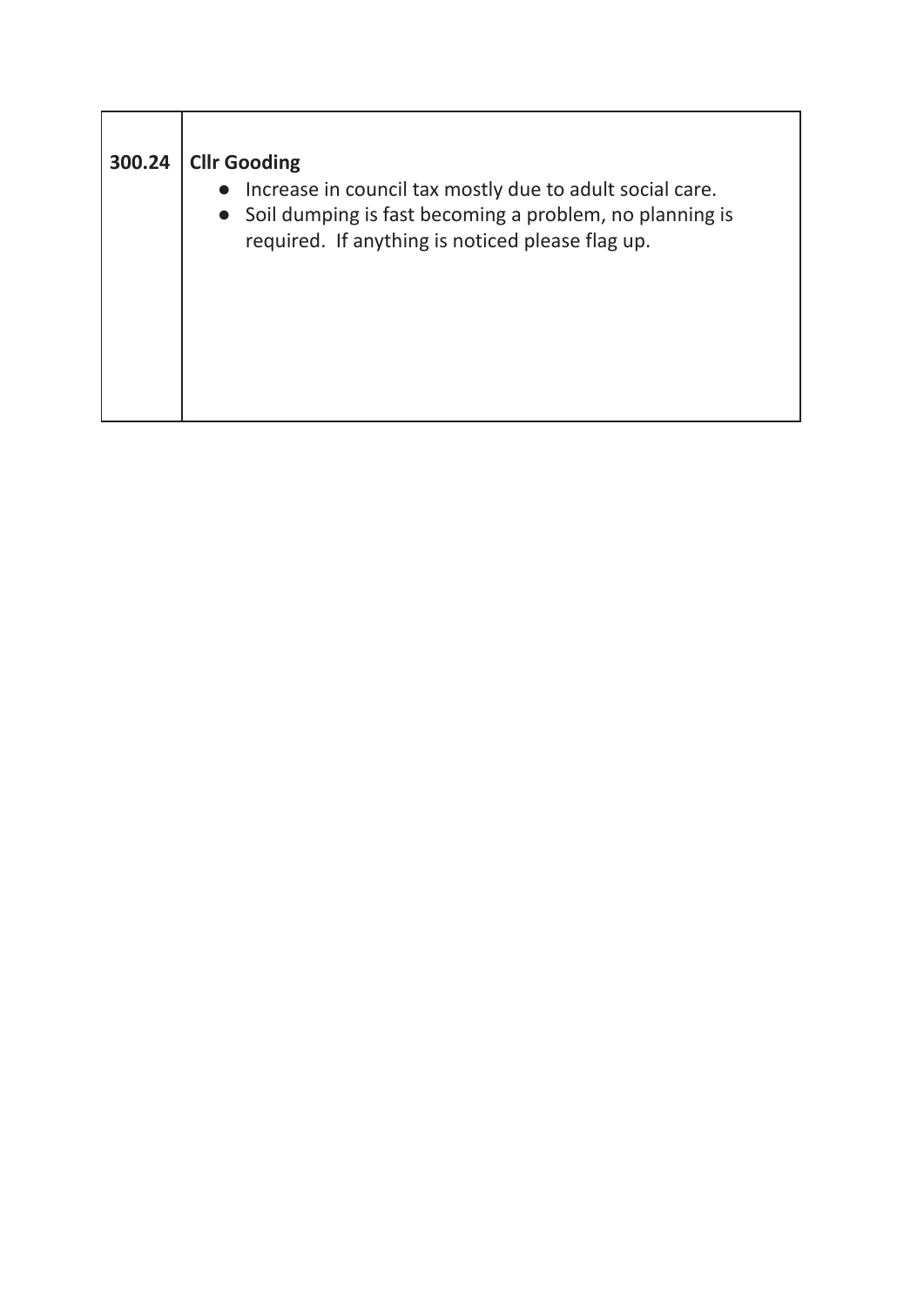| | |
|---|---|
| **300.24** | **Cllr Gooding**<br>● Increase in council tax mostly due to adult social care.<br>● Soil dumping is fast becoming a problem, no planning is required. If anything is noticed please flag up. |